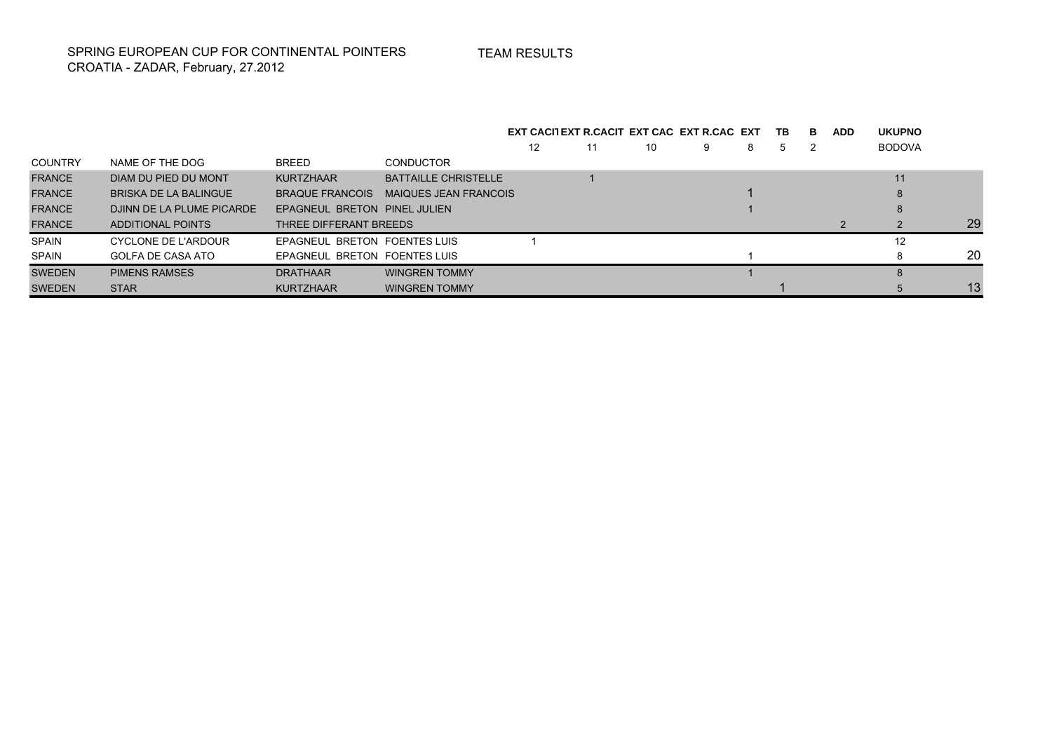SPRING EUROPEAN CUP FOR CONTINENTAL POINTERS
CROATIA - ZADAR, February, 27.2012

TEAM RESULTS

| | | | | EXT CACIT | EXT R.CACIT | EXT CAC | EXT R.CAC | EXT | TB | B | ADD | UKUPNO | |
|---|---|---|---|---|---|---|---|---|---|---|---|---|---|
| | | | | 12 | 11 | 10 | 9 | 8 | 5 | 2 | | BODOVA | |
| COUNTRY | NAME OF THE DOG | BREED | CONDUCTOR | | | | | | | | | | |
| FRANCE | DIAM DU PIED DU MONT | KURTZHAAR | BATTAILLE CHRISTELLE | | 1 | | | | | | | 11 | |
| FRANCE | BRISKA DE LA BALINGUE | BRAQUE FRANCOIS | MAIQUES JEAN FRANCOIS | | | | | 1 | | | | 8 | |
| FRANCE | DJINN DE LA PLUME PICARDE | EPAGNEUL BRETON | PINEL JULIEN | | | | | 1 | | | | 8 | |
| FRANCE | ADDITIONAL POINTS | THREE DIFFERANT BREEDS | | | | | | | | | 2 | 2 | 29 |
| SPAIN | CYCLONE DE L'ARDOUR | EPAGNEUL BRETON | FOENTES LUIS | 1 | | | | | | | | 12 | |
| SPAIN | GOLFA DE CASA ATO | EPAGNEUL BRETON | FOENTES LUIS | | | | | 1 | | | | 8 | 20 |
| SWEDEN | PIMENS RAMSES | DRATHAAR | WINGREN TOMMY | | | | | 1 | | | | 8 | |
| SWEDEN | STAR | KURTZHAAR | WINGREN TOMMY | | | | | | 1 | | | 5 | 13 |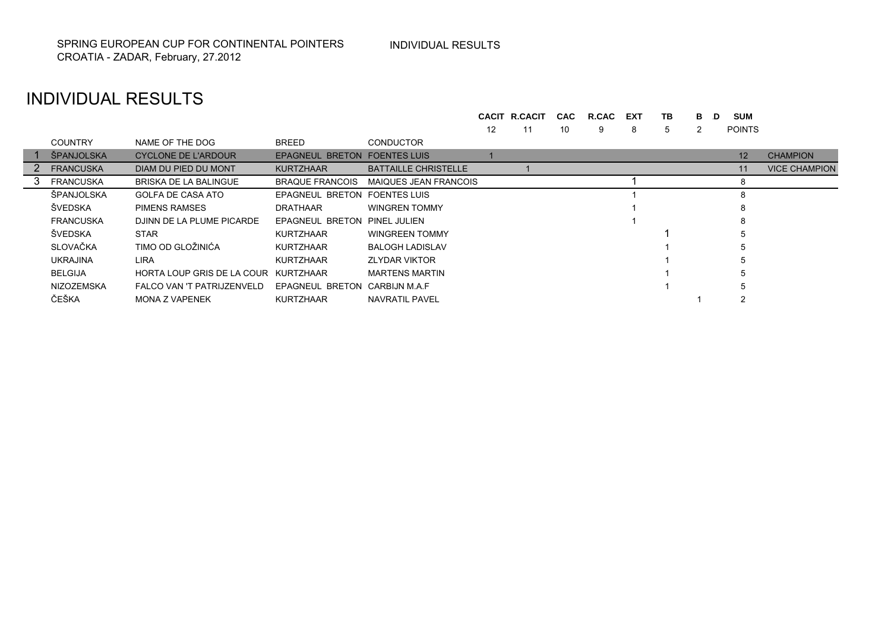SPRING EUROPEAN CUP FOR CONTINENTAL POINTERS
CROATIA - ZADAR, February, 27.2012

INDIVIDUAL RESULTS

# INDIVIDUAL RESULTS

| | COUNTRY | NAME OF THE DOG | BREED | CONDUCTOR | CACIT | R.CACIT | CAC | R.CAC | EXT | TB | B .D | SUM | |
|---|---|---|---|---|---|---|---|---|---|---|---|---|---|
| | | | | | 12 | 11 | 10 | 9 | 8 | 5 | 2 | POINTS | |
| 1 | ŠPANJOLSKA | CYCLONE DE L'ARDOUR | EPAGNEUL BRETON | FOENTES LUIS | 1 | | | | | | | 12 | CHAMPION |
| 2 | FRANCUSKA | DIAM DU PIED DU MONT | KURTZHAAR | BATTAILLE CHRISTELLE | | 1 | | | | | | 11 | VICE CHAMPION |
| 3 | FRANCUSKA | BRISKA DE LA BALINGUE | BRAQUE FRANCOIS | MAIQUES JEAN FRANCOIS | | | | | 1 | | | 8 | |
| | ŠPANJOLSKA | GOLFA DE CASA ATO | EPAGNEUL BRETON | FOENTES LUIS | | | | | 1 | | | 8 | |
| | ŠVEDSKA | PIMENS RAMSES | DRATHAAR | WINGREN TOMMY | | | | | 1 | | | 8 | |
| | FRANCUSKA | DJINN DE LA PLUME PICARDE | EPAGNEUL BRETON | PINEL JULIEN | | | | | 1 | | | 8 | |
| | ŠVEDSKA | STAR | KURTZHAAR | WINGREEN TOMMY | | | | | | 1 | | 5 | |
| | SLOVAČKA | TIMO OD GLOŽINIĆA | KURTZHAAR | BALOGH LADISLAV | | | | | | 1 | | 5 | |
| | UKRAJINA | LIRA | KURTZHAAR | ZLYDAR VIKTOR | | | | | | 1 | | 5 | |
| | BELGIJA | HORTA LOUP GRIS DE LA COUR | KURTZHAAR | MARTENS MARTIN | | | | | | 1 | | 5 | |
| | NIZOZEMSKA | FALCO VAN 'T PATRIJZENVELD | EPAGNEUL BRETON | CARBIJN M.A.F | | | | | | 1 | | 5 | |
| | ČEŠKA | MONA Z VAPENEK | KURTZHAAR | NAVRATIL PAVEL | | | | | | | 1 | 2 | |